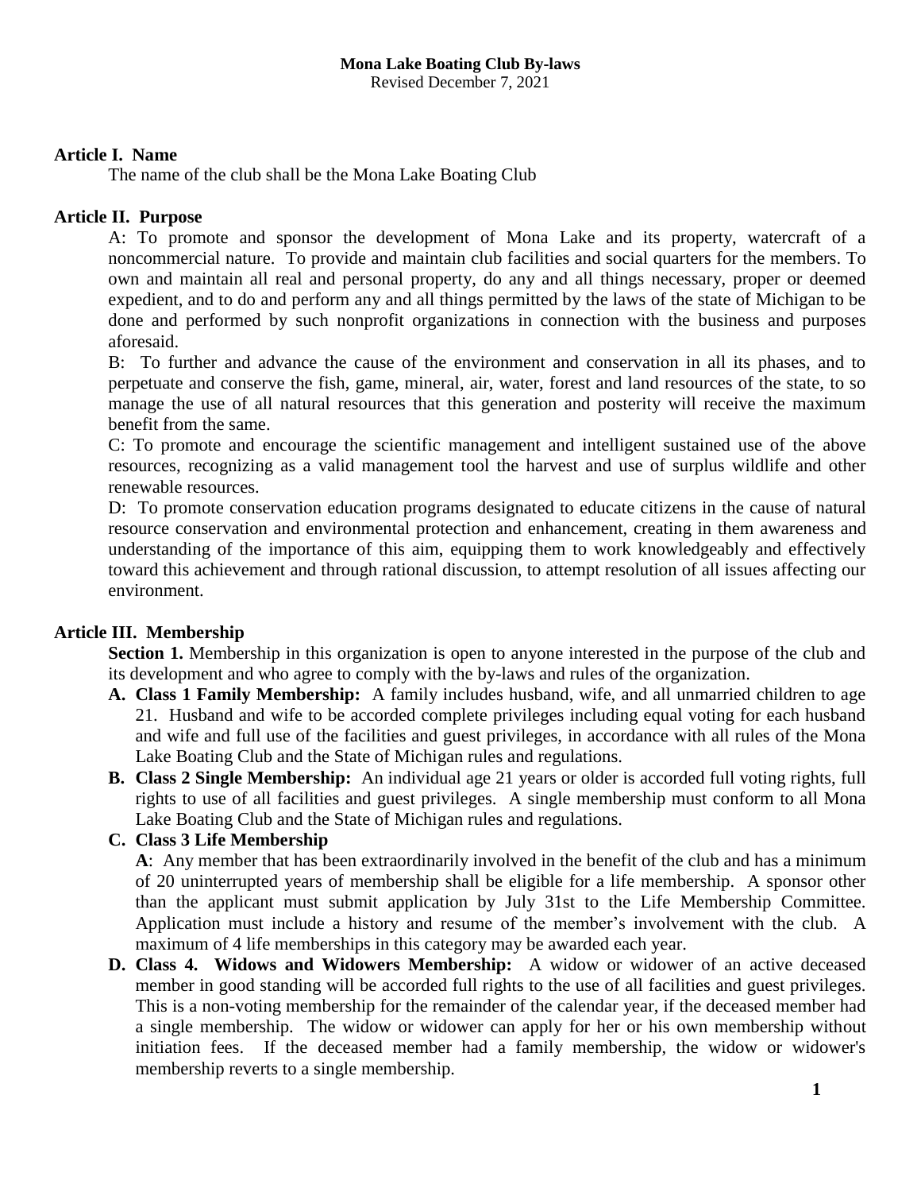# Mona Lake Boating Club By-laws

Revised December 7, 2021

## Article I. Name

The name of the club shall be the Mona Lake Boating Club

## Article II. Purpose

A: To promote and sponsor the development of Mona Lake and its property, watercraft of a noncommercial nature. To provide and maintain club facilities and social quarters for the members. To own and maintain all real and personal property, do any and all things necessary, proper or deemed expedient, and to do and perform any and all things permitted by the laws of the state of Michigan to be done and performed by such nonprofit organizations in connection with the business and purposes aforesaid.

B: To further and advance the cause of the environment and conservation in all its phases, and to perpetuate and conserve the fish, game, mineral, air, water, forest and land resources of the state, to so manage the use of all natural resources that this generation and posterity will receive the maximum benefit from the same.

C: To promote and encourage the scientific management and intelligent sustained use of the above resources, recognizing as a valid management tool the harvest and use of surplus wildlife and other renewable resources.

D: To promote conservation education programs designated to educate citizens in the cause of natural resource conservation and environmental protection and enhancement, creating in them awareness and understanding of the importance of this aim, equipping them to work knowledgeably and effectively toward this achievement and through rational discussion, to attempt resolution of all issues affecting our environment.

## Article III. Membership

**Section 1.** Membership in this organization is open to anyone interested in the purpose of the club and its development and who agree to comply with the by-laws and rules of the organization.

**A. Class 1 Family Membership:** A family includes husband, wife, and all unmarried children to age 21. Husband and wife to be accorded complete privileges including equal voting for each husband and wife and full use of the facilities and guest privileges, in accordance with all rules of the Mona Lake Boating Club and the State of Michigan rules and regulations.

**B. Class 2 Single Membership:** An individual age 21 years or older is accorded full voting rights, full rights to use of all facilities and guest privileges. A single membership must conform to all Mona Lake Boating Club and the State of Michigan rules and regulations.

**C. Class 3 Life Membership**

**A**: Any member that has been extraordinarily involved in the benefit of the club and has a minimum of 20 uninterrupted years of membership shall be eligible for a life membership. A sponsor other than the applicant must submit application by July 31st to the Life Membership Committee. Application must include a history and resume of the member's involvement with the club. A maximum of 4 life memberships in this category may be awarded each year.

**D. Class 4. Widows and Widowers Membership:** A widow or widower of an active deceased member in good standing will be accorded full rights to the use of all facilities and guest privileges. This is a non-voting membership for the remainder of the calendar year, if the deceased member had a single membership. The widow or widower can apply for her or his own membership without initiation fees. If the deceased member had a family membership, the widow or widower's membership reverts to a single membership.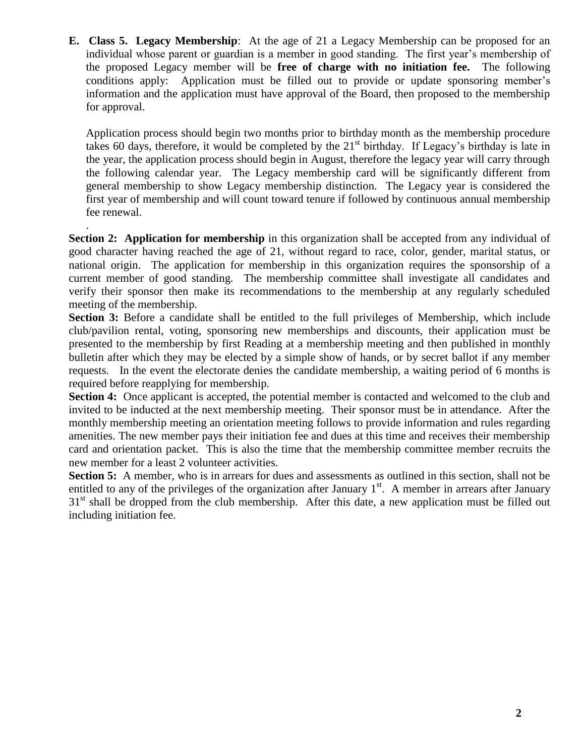**E. Class 5. Legacy Membership**: At the age of 21 a Legacy Membership can be proposed for an individual whose parent or guardian is a member in good standing. The first year's membership of the proposed Legacy member will be **free of charge with no initiation fee.** The following conditions apply: Application must be filled out to provide or update sponsoring member's information and the application must have approval of the Board, then proposed to the membership for approval.

Application process should begin two months prior to birthday month as the membership procedure takes 60 days, therefore, it would be completed by the 21st birthday. If Legacy's birthday is late in the year, the application process should begin in August, therefore the legacy year will carry through the following calendar year. The Legacy membership card will be significantly different from general membership to show Legacy membership distinction. The Legacy year is considered the first year of membership and will count toward tenure if followed by continuous annual membership fee renewal.

.

**Section 2: Application for membership** in this organization shall be accepted from any individual of good character having reached the age of 21, without regard to race, color, gender, marital status, or national origin. The application for membership in this organization requires the sponsorship of a current member of good standing. The membership committee shall investigate all candidates and verify their sponsor then make its recommendations to the membership at any regularly scheduled meeting of the membership.

**Section 3:** Before a candidate shall be entitled to the full privileges of Membership, which include club/pavilion rental, voting, sponsoring new memberships and discounts, their application must be presented to the membership by first Reading at a membership meeting and then published in monthly bulletin after which they may be elected by a simple show of hands, or by secret ballot if any member requests. In the event the electorate denies the candidate membership, a waiting period of 6 months is required before reapplying for membership.

**Section 4:** Once applicant is accepted, the potential member is contacted and welcomed to the club and invited to be inducted at the next membership meeting. Their sponsor must be in attendance. After the monthly membership meeting an orientation meeting follows to provide information and rules regarding amenities. The new member pays their initiation fee and dues at this time and receives their membership card and orientation packet. This is also the time that the membership committee member recruits the new member for a least 2 volunteer activities.

**Section 5:** A member, who is in arrears for dues and assessments as outlined in this section, shall not be entitled to any of the privileges of the organization after January 1st. A member in arrears after January 31st shall be dropped from the club membership. After this date, a new application must be filled out including initiation fee.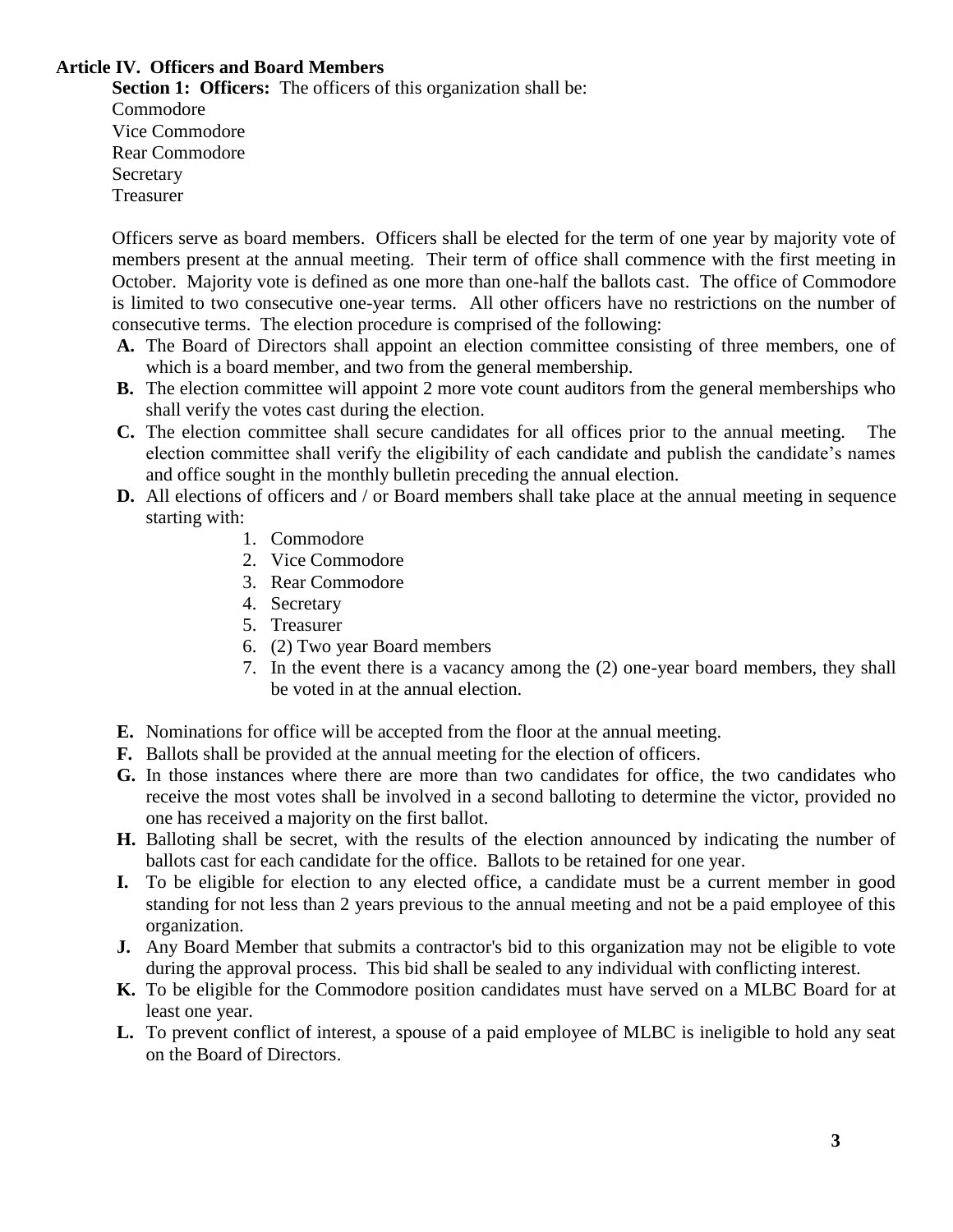## Article IV. Officers and Board Members

**Section 1: Officers:** The officers of this organization shall be:

Commodore
Vice Commodore
Rear Commodore
Secretary
Treasurer

Officers serve as board members. Officers shall be elected for the term of one year by majority vote of members present at the annual meeting. Their term of office shall commence with the first meeting in October. Majority vote is defined as one more than one-half the ballots cast. The office of Commodore is limited to two consecutive one-year terms. All other officers have no restrictions on the number of consecutive terms. The election procedure is comprised of the following:

- **A.** The Board of Directors shall appoint an election committee consisting of three members, one of which is a board member, and two from the general membership.
- **B.** The election committee will appoint 2 more vote count auditors from the general memberships who shall verify the votes cast during the election.
- **C.** The election committee shall secure candidates for all offices prior to the annual meeting. The election committee shall verify the eligibility of each candidate and publish the candidate's names and office sought in the monthly bulletin preceding the annual election.
- **D.** All elections of officers and / or Board members shall take place at the annual meeting in sequence starting with:
  1. Commodore
  2. Vice Commodore
  3. Rear Commodore
  4. Secretary
  5. Treasurer
  6. (2) Two year Board members
  7. In the event there is a vacancy among the (2) one-year board members, they shall be voted in at the annual election.
- **E.** Nominations for office will be accepted from the floor at the annual meeting.
- **F.** Ballots shall be provided at the annual meeting for the election of officers.
- **G.** In those instances where there are more than two candidates for office, the two candidates who receive the most votes shall be involved in a second balloting to determine the victor, provided no one has received a majority on the first ballot.
- **H.** Balloting shall be secret, with the results of the election announced by indicating the number of ballots cast for each candidate for the office. Ballots to be retained for one year.
- **I.** To be eligible for election to any elected office, a candidate must be a current member in good standing for not less than 2 years previous to the annual meeting and not be a paid employee of this organization.
- **J.** Any Board Member that submits a contractor's bid to this organization may not be eligible to vote during the approval process. This bid shall be sealed to any individual with conflicting interest.
- **K.** To be eligible for the Commodore position candidates must have served on a MLBC Board for at least one year.
- **L.** To prevent conflict of interest, a spouse of a paid employee of MLBC is ineligible to hold any seat on the Board of Directors.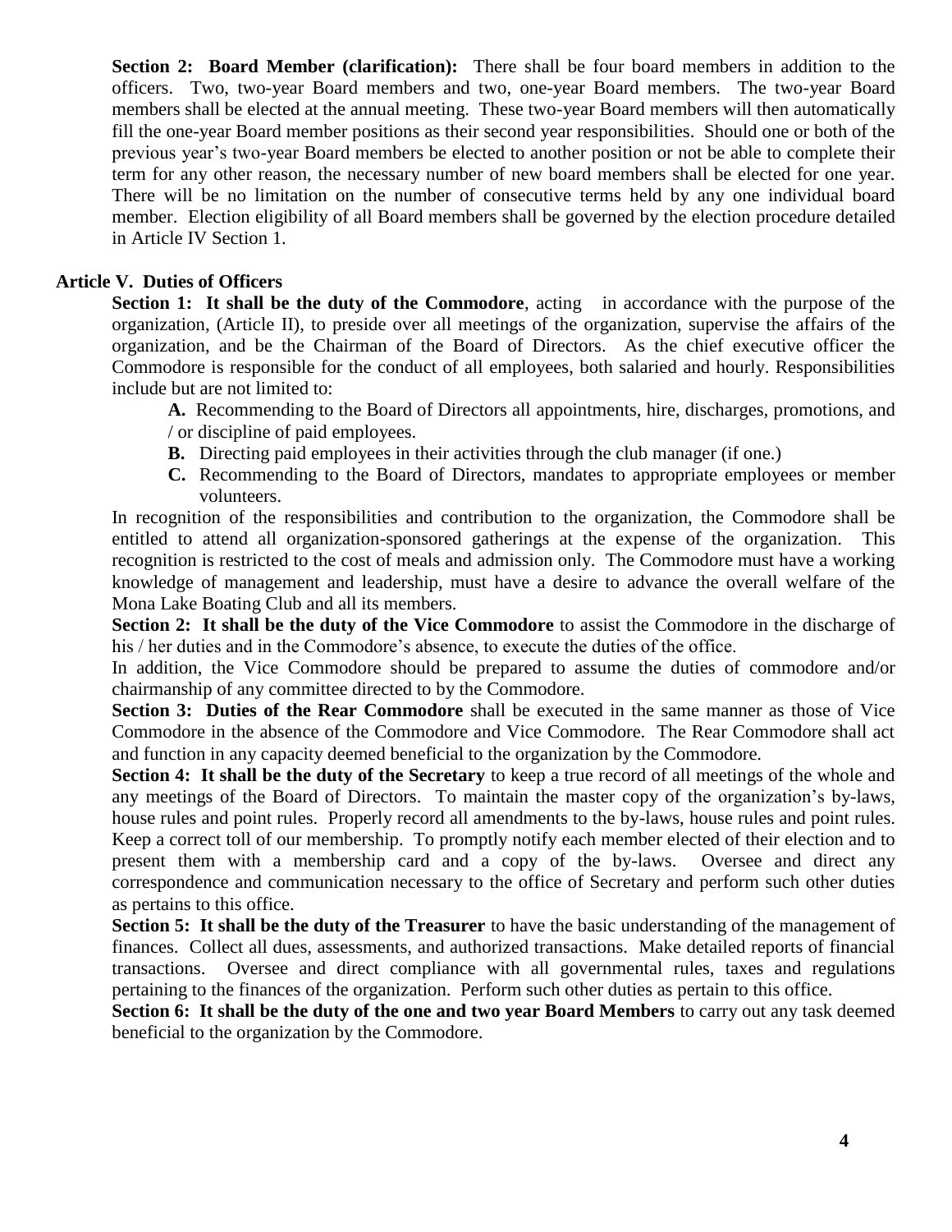**Section 2: Board Member (clarification):** There shall be four board members in addition to the officers. Two, two-year Board members and two, one-year Board members. The two-year Board members shall be elected at the annual meeting. These two-year Board members will then automatically fill the one-year Board member positions as their second year responsibilities. Should one or both of the previous year's two-year Board members be elected to another position or not be able to complete their term for any other reason, the necessary number of new board members shall be elected for one year. There will be no limitation on the number of consecutive terms held by any one individual board member. Election eligibility of all Board members shall be governed by the election procedure detailed in Article IV Section 1.

## Article V. Duties of Officers

**Section 1: It shall be the duty of the Commodore**, acting in accordance with the purpose of the organization, (Article II), to preside over all meetings of the organization, supervise the affairs of the organization, and be the Chairman of the Board of Directors. As the chief executive officer the Commodore is responsible for the conduct of all employees, both salaried and hourly. Responsibilities include but are not limited to:

- **A.** Recommending to the Board of Directors all appointments, hire, discharges, promotions, and / or discipline of paid employees.
- **B.** Directing paid employees in their activities through the club manager (if one.)
- **C.** Recommending to the Board of Directors, mandates to appropriate employees or member volunteers.

In recognition of the responsibilities and contribution to the organization, the Commodore shall be entitled to attend all organization-sponsored gatherings at the expense of the organization. This recognition is restricted to the cost of meals and admission only. The Commodore must have a working knowledge of management and leadership, must have a desire to advance the overall welfare of the Mona Lake Boating Club and all its members.

**Section 2: It shall be the duty of the Vice Commodore** to assist the Commodore in the discharge of his / her duties and in the Commodore's absence, to execute the duties of the office.

In addition, the Vice Commodore should be prepared to assume the duties of commodore and/or chairmanship of any committee directed to by the Commodore.

**Section 3: Duties of the Rear Commodore** shall be executed in the same manner as those of Vice Commodore in the absence of the Commodore and Vice Commodore. The Rear Commodore shall act and function in any capacity deemed beneficial to the organization by the Commodore.

**Section 4: It shall be the duty of the Secretary** to keep a true record of all meetings of the whole and any meetings of the Board of Directors. To maintain the master copy of the organization's by-laws, house rules and point rules. Properly record all amendments to the by-laws, house rules and point rules. Keep a correct toll of our membership. To promptly notify each member elected of their election and to present them with a membership card and a copy of the by-laws. Oversee and direct any correspondence and communication necessary to the office of Secretary and perform such other duties as pertains to this office.

**Section 5: It shall be the duty of the Treasurer** to have the basic understanding of the management of finances. Collect all dues, assessments, and authorized transactions. Make detailed reports of financial transactions. Oversee and direct compliance with all governmental rules, taxes and regulations pertaining to the finances of the organization. Perform such other duties as pertain to this office.

**Section 6: It shall be the duty of the one and two year Board Members** to carry out any task deemed beneficial to the organization by the Commodore.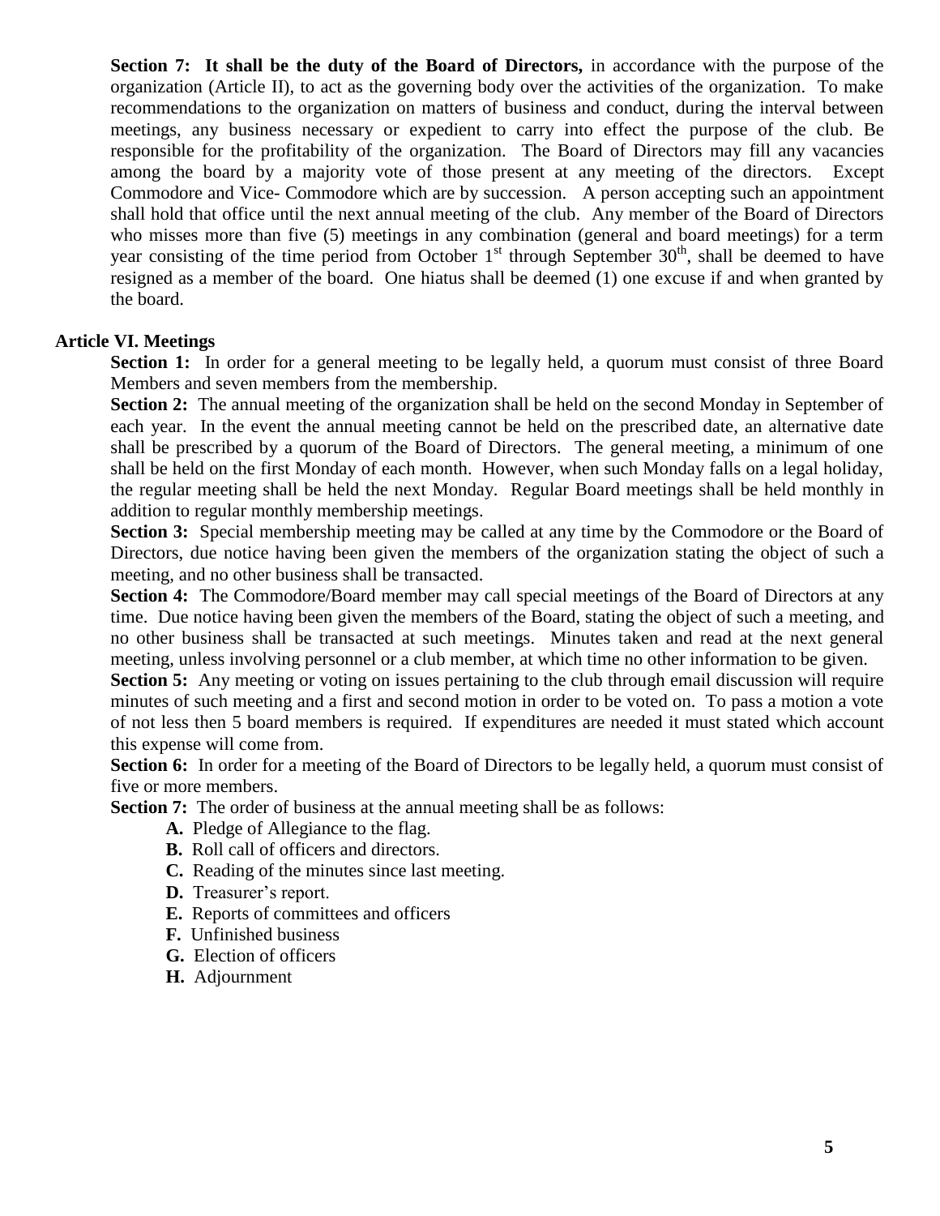**Section 7: It shall be the duty of the Board of Directors,** in accordance with the purpose of the organization (Article II), to act as the governing body over the activities of the organization. To make recommendations to the organization on matters of business and conduct, during the interval between meetings, any business necessary or expedient to carry into effect the purpose of the club. Be responsible for the profitability of the organization. The Board of Directors may fill any vacancies among the board by a majority vote of those present at any meeting of the directors. Except Commodore and Vice- Commodore which are by succession. A person accepting such an appointment shall hold that office until the next annual meeting of the club. Any member of the Board of Directors who misses more than five (5) meetings in any combination (general and board meetings) for a term year consisting of the time period from October 1st through September 30th, shall be deemed to have resigned as a member of the board. One hiatus shall be deemed (1) one excuse if and when granted by the board.

## Article VI. Meetings

**Section 1:** In order for a general meeting to be legally held, a quorum must consist of three Board Members and seven members from the membership.

**Section 2:** The annual meeting of the organization shall be held on the second Monday in September of each year. In the event the annual meeting cannot be held on the prescribed date, an alternative date shall be prescribed by a quorum of the Board of Directors. The general meeting, a minimum of one shall be held on the first Monday of each month. However, when such Monday falls on a legal holiday, the regular meeting shall be held the next Monday. Regular Board meetings shall be held monthly in addition to regular monthly membership meetings.

**Section 3:** Special membership meeting may be called at any time by the Commodore or the Board of Directors, due notice having been given the members of the organization stating the object of such a meeting, and no other business shall be transacted.

**Section 4:** The Commodore/Board member may call special meetings of the Board of Directors at any time. Due notice having been given the members of the Board, stating the object of such a meeting, and no other business shall be transacted at such meetings. Minutes taken and read at the next general meeting, unless involving personnel or a club member, at which time no other information to be given.

**Section 5:** Any meeting or voting on issues pertaining to the club through email discussion will require minutes of such meeting and a first and second motion in order to be voted on. To pass a motion a vote of not less then 5 board members is required. If expenditures are needed it must stated which account this expense will come from.

**Section 6:** In order for a meeting of the Board of Directors to be legally held, a quorum must consist of five or more members.

**Section 7:** The order of business at the annual meeting shall be as follows:

- **A.** Pledge of Allegiance to the flag.
- **B.** Roll call of officers and directors.
- **C.** Reading of the minutes since last meeting.
- **D.** Treasurer's report.
- **E.** Reports of committees and officers
- **F.** Unfinished business
- **G.** Election of officers
- **H.** Adjournment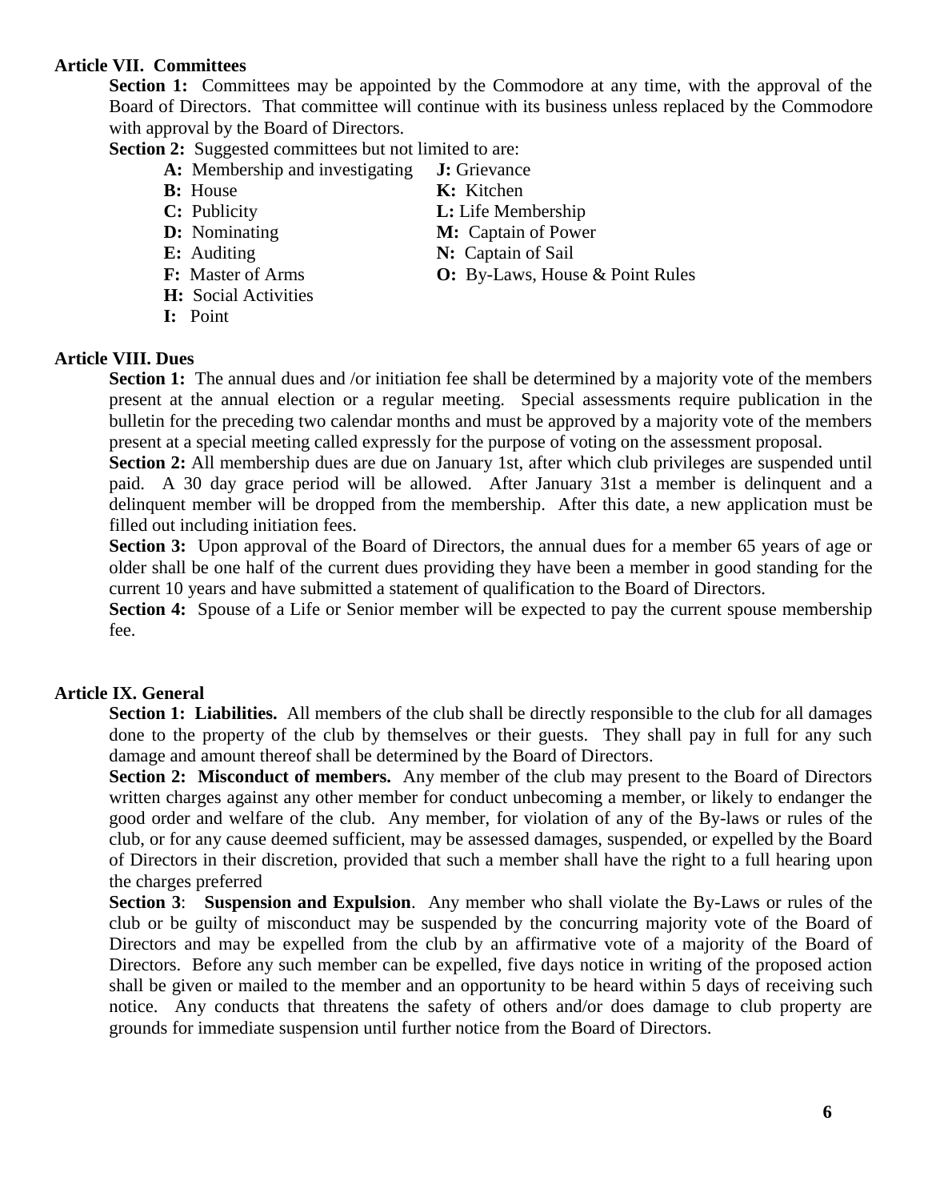**Article VII. Committees**

**Section 1:** Committees may be appointed by the Commodore at any time, with the approval of the Board of Directors. That committee will continue with its business unless replaced by the Commodore with approval by the Board of Directors.

**Section 2:** Suggested committees but not limited to are:

- **A:** Membership and investigating
- **B:** House
- **C:** Publicity
- **D:** Nominating
- **E:** Auditing
- **F:** Master of Arms
- **H:** Social Activities
- **I:** Point
- **J:** Grievance
- **K:** Kitchen
- **L:** Life Membership
- **M:** Captain of Power
- **N:** Captain of Sail
- **O:** By-Laws, House & Point Rules

**Article VIII. Dues**

**Section 1:** The annual dues and /or initiation fee shall be determined by a majority vote of the members present at the annual election or a regular meeting. Special assessments require publication in the bulletin for the preceding two calendar months and must be approved by a majority vote of the members present at a special meeting called expressly for the purpose of voting on the assessment proposal.

**Section 2:** All membership dues are due on January 1st, after which club privileges are suspended until paid. A 30 day grace period will be allowed. After January 31st a member is delinquent and a delinquent member will be dropped from the membership. After this date, a new application must be filled out including initiation fees.

**Section 3:** Upon approval of the Board of Directors, the annual dues for a member 65 years of age or older shall be one half of the current dues providing they have been a member in good standing for the current 10 years and have submitted a statement of qualification to the Board of Directors.

**Section 4:** Spouse of a Life or Senior member will be expected to pay the current spouse membership fee.

**Article IX. General**

**Section 1: Liabilities.** All members of the club shall be directly responsible to the club for all damages done to the property of the club by themselves or their guests. They shall pay in full for any such damage and amount thereof shall be determined by the Board of Directors.

**Section 2: Misconduct of members.** Any member of the club may present to the Board of Directors written charges against any other member for conduct unbecoming a member, or likely to endanger the good order and welfare of the club. Any member, for violation of any of the By-laws or rules of the club, or for any cause deemed sufficient, may be assessed damages, suspended, or expelled by the Board of Directors in their discretion, provided that such a member shall have the right to a full hearing upon the charges preferred

**Section 3**: **Suspension and Expulsion**. Any member who shall violate the By-Laws or rules of the club or be guilty of misconduct may be suspended by the concurring majority vote of the Board of Directors and may be expelled from the club by an affirmative vote of a majority of the Board of Directors. Before any such member can be expelled, five days notice in writing of the proposed action shall be given or mailed to the member and an opportunity to be heard within 5 days of receiving such notice. Any conducts that threatens the safety of others and/or does damage to club property are grounds for immediate suspension until further notice from the Board of Directors.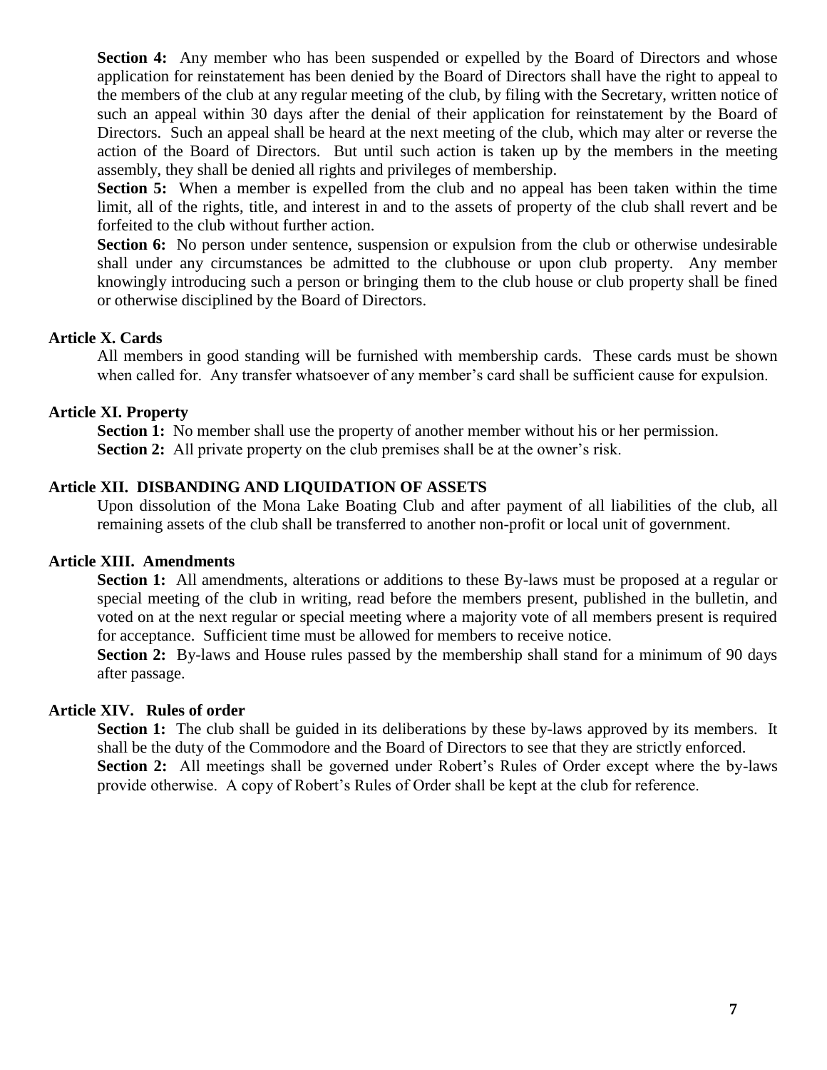**Section 4:** Any member who has been suspended or expelled by the Board of Directors and whose application for reinstatement has been denied by the Board of Directors shall have the right to appeal to the members of the club at any regular meeting of the club, by filing with the Secretary, written notice of such an appeal within 30 days after the denial of their application for reinstatement by the Board of Directors. Such an appeal shall be heard at the next meeting of the club, which may alter or reverse the action of the Board of Directors. But until such action is taken up by the members in the meeting assembly, they shall be denied all rights and privileges of membership.

**Section 5:** When a member is expelled from the club and no appeal has been taken within the time limit, all of the rights, title, and interest in and to the assets of property of the club shall revert and be forfeited to the club without further action.

**Section 6:** No person under sentence, suspension or expulsion from the club or otherwise undesirable shall under any circumstances be admitted to the clubhouse or upon club property. Any member knowingly introducing such a person or bringing them to the club house or club property shall be fined or otherwise disciplined by the Board of Directors.

## Article X. Cards

All members in good standing will be furnished with membership cards. These cards must be shown when called for. Any transfer whatsoever of any member's card shall be sufficient cause for expulsion.

## Article XI. Property

**Section 1:** No member shall use the property of another member without his or her permission.

**Section 2:** All private property on the club premises shall be at the owner's risk.

## Article XII. DISBANDING AND LIQUIDATION OF ASSETS

Upon dissolution of the Mona Lake Boating Club and after payment of all liabilities of the club, all remaining assets of the club shall be transferred to another non-profit or local unit of government.

## Article XIII. Amendments

**Section 1:** All amendments, alterations or additions to these By-laws must be proposed at a regular or special meeting of the club in writing, read before the members present, published in the bulletin, and voted on at the next regular or special meeting where a majority vote of all members present is required for acceptance. Sufficient time must be allowed for members to receive notice.

**Section 2:** By-laws and House rules passed by the membership shall stand for a minimum of 90 days after passage.

## Article XIV. Rules of order

**Section 1:** The club shall be guided in its deliberations by these by-laws approved by its members. It shall be the duty of the Commodore and the Board of Directors to see that they are strictly enforced.

**Section 2:** All meetings shall be governed under Robert's Rules of Order except where the by-laws provide otherwise. A copy of Robert's Rules of Order shall be kept at the club for reference.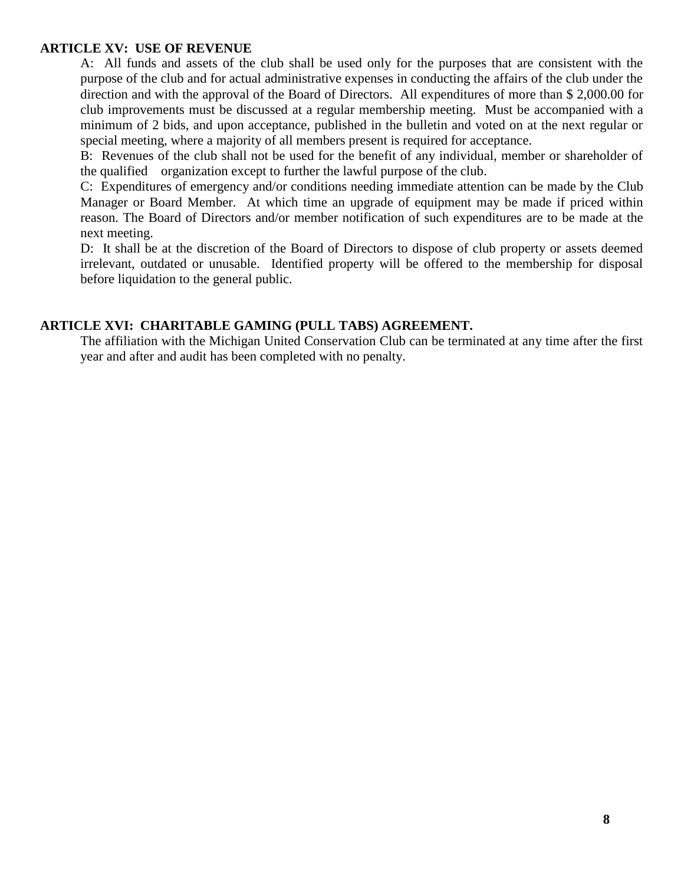**ARTICLE XV: USE OF REVENUE**

A: All funds and assets of the club shall be used only for the purposes that are consistent with the purpose of the club and for actual administrative expenses in conducting the affairs of the club under the direction and with the approval of the Board of Directors. All expenditures of more than $ 2,000.00 for club improvements must be discussed at a regular membership meeting. Must be accompanied with a minimum of 2 bids, and upon acceptance, published in the bulletin and voted on at the next regular or special meeting, where a majority of all members present is required for acceptance.

B: Revenues of the club shall not be used for the benefit of any individual, member or shareholder of the qualified organization except to further the lawful purpose of the club.

C: Expenditures of emergency and/or conditions needing immediate attention can be made by the Club Manager or Board Member. At which time an upgrade of equipment may be made if priced within reason. The Board of Directors and/or member notification of such expenditures are to be made at the next meeting.

D: It shall be at the discretion of the Board of Directors to dispose of club property or assets deemed irrelevant, outdated or unusable. Identified property will be offered to the membership for disposal before liquidation to the general public.

**ARTICLE XVI: CHARITABLE GAMING (PULL TABS) AGREEMENT.**

The affiliation with the Michigan United Conservation Club can be terminated at any time after the first year and after and audit has been completed with no penalty.